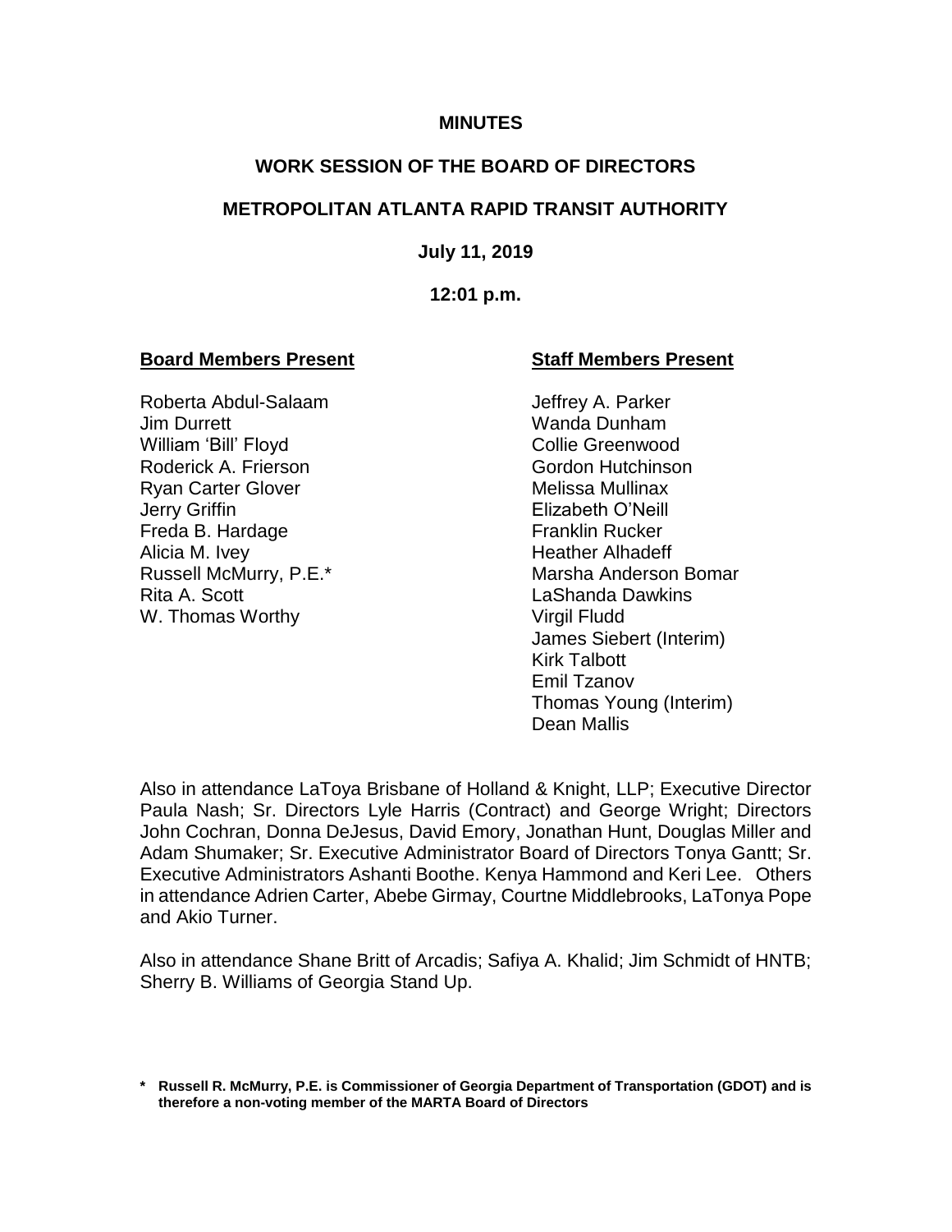**MINUTES**

**WORK SESSION OF THE BOARD OF DIRECTORS**

**METROPOLITAN ATLANTA RAPID TRANSIT AUTHORITY**

**July 11, 2019**

**12:01 p.m.**

**Board Members Present**

Roberta Abdul-Salaam
Jim Durrett
William 'Bill' Floyd
Roderick A. Frierson
Ryan Carter Glover
Jerry Griffin
Freda B. Hardage
Alicia M. Ivey
Russell McMurry, P.E.*
Rita A. Scott
W. Thomas Worthy

**Staff Members Present**

Jeffrey A. Parker
Wanda Dunham
Collie Greenwood
Gordon Hutchinson
Melissa Mullinax
Elizabeth O'Neill
Franklin Rucker
Heather Alhadeff
Marsha Anderson Bomar
LaShanda Dawkins
Virgil Fludd
James Siebert (Interim)
Kirk Talbott
Emil Tzanov
Thomas Young (Interim)
Dean Mallis

Also in attendance LaToya Brisbane of Holland & Knight, LLP; Executive Director Paula Nash; Sr. Directors Lyle Harris (Contract) and George Wright; Directors John Cochran, Donna DeJesus, David Emory, Jonathan Hunt, Douglas Miller and Adam Shumaker; Sr. Executive Administrator Board of Directors Tonya Gantt; Sr. Executive Administrators Ashanti Boothe. Kenya Hammond and Keri Lee. Others in attendance Adrien Carter, Abebe Girmay, Courtne Middlebrooks, LaTonya Pope and Akio Turner.

Also in attendance Shane Britt of Arcadis; Safiya A. Khalid; Jim Schmidt of HNTB; Sherry B. Williams of Georgia Stand Up.

**\* Russell R. McMurry, P.E. is Commissioner of Georgia Department of Transportation (GDOT) and is therefore a non-voting member of the MARTA Board of Directors**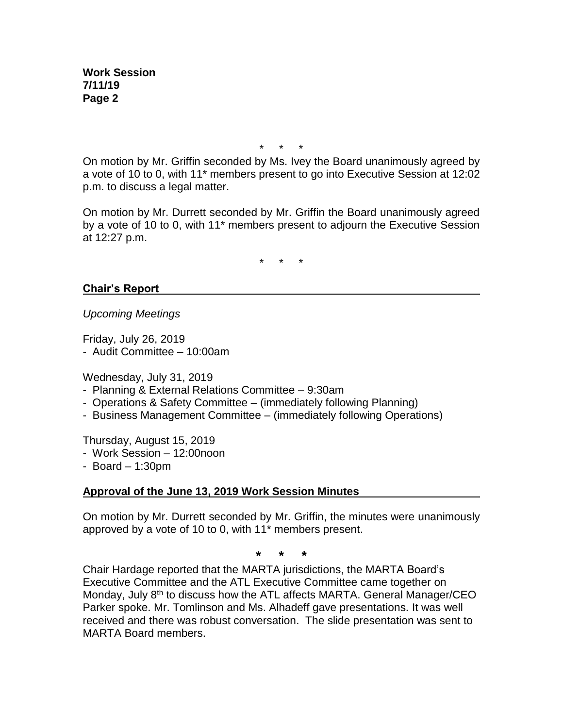\* \* \*

On motion by Mr. Griffin seconded by Ms. Ivey the Board unanimously agreed by a vote of 10 to 0, with 11* members present to go into Executive Session at 12:02 p.m. to discuss a legal matter.

On motion by Mr. Durrett seconded by Mr. Griffin the Board unanimously agreed by a vote of 10 to 0, with 11* members present to adjourn the Executive Session at 12:27 p.m.

\* \* \*

## Chair's Report

*Upcoming Meetings*

Friday, July 26, 2019
- Audit Committee – 10:00am

Wednesday, July 31, 2019
- Planning & External Relations Committee – 9:30am
- Operations & Safety Committee – (immediately following Planning)
- Business Management Committee – (immediately following Operations)

Thursday, August 15, 2019
- Work Session – 12:00noon
- Board – 1:30pm

## Approval of the June 13, 2019 Work Session Minutes

On motion by Mr. Durrett seconded by Mr. Griffin, the minutes were unanimously approved by a vote of 10 to 0, with 11* members present.

\* \* \*

Chair Hardage reported that the MARTA jurisdictions, the MARTA Board's Executive Committee and the ATL Executive Committee came together on Monday, July 8th to discuss how the ATL affects MARTA. General Manager/CEO Parker spoke. Mr. Tomlinson and Ms. Alhadeff gave presentations. It was well received and there was robust conversation. The slide presentation was sent to MARTA Board members.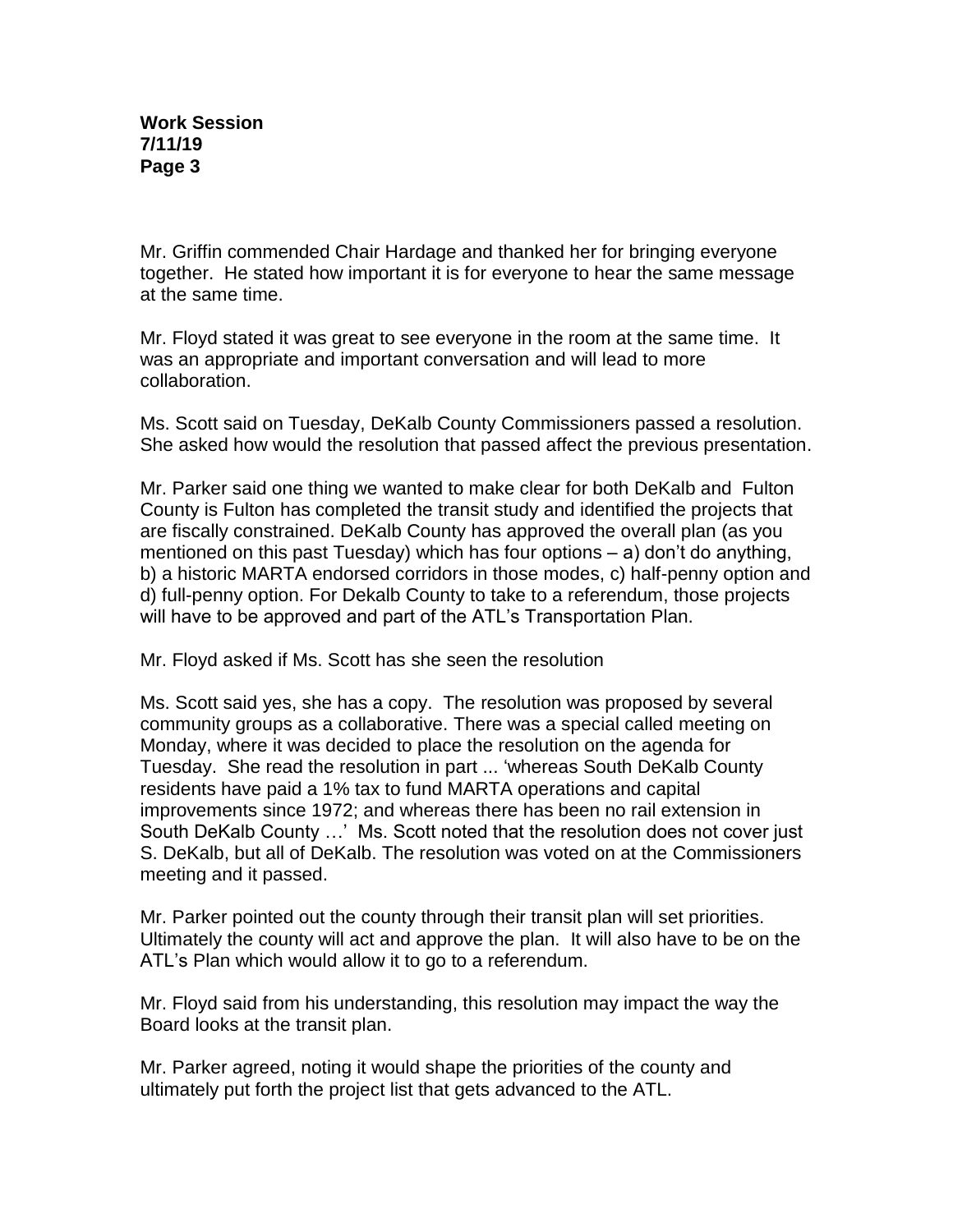Mr. Griffin commended Chair Hardage and thanked her for bringing everyone together. He stated how important it is for everyone to hear the same message at the same time.

Mr. Floyd stated it was great to see everyone in the room at the same time. It was an appropriate and important conversation and will lead to more collaboration.

Ms. Scott said on Tuesday, DeKalb County Commissioners passed a resolution. She asked how would the resolution that passed affect the previous presentation.

Mr. Parker said one thing we wanted to make clear for both DeKalb and Fulton County is Fulton has completed the transit study and identified the projects that are fiscally constrained. DeKalb County has approved the overall plan (as you mentioned on this past Tuesday) which has four options – a) don't do anything, b) a historic MARTA endorsed corridors in those modes, c) half-penny option and d) full-penny option. For Dekalb County to take to a referendum, those projects will have to be approved and part of the ATL's Transportation Plan.

Mr. Floyd asked if Ms. Scott has she seen the resolution

Ms. Scott said yes, she has a copy. The resolution was proposed by several community groups as a collaborative. There was a special called meeting on Monday, where it was decided to place the resolution on the agenda for Tuesday. She read the resolution in part ... 'whereas South DeKalb County residents have paid a 1% tax to fund MARTA operations and capital improvements since 1972; and whereas there has been no rail extension in South DeKalb County …' Ms. Scott noted that the resolution does not cover just S. DeKalb, but all of DeKalb. The resolution was voted on at the Commissioners meeting and it passed.

Mr. Parker pointed out the county through their transit plan will set priorities. Ultimately the county will act and approve the plan. It will also have to be on the ATL's Plan which would allow it to go to a referendum.

Mr. Floyd said from his understanding, this resolution may impact the way the Board looks at the transit plan.

Mr. Parker agreed, noting it would shape the priorities of the county and ultimately put forth the project list that gets advanced to the ATL.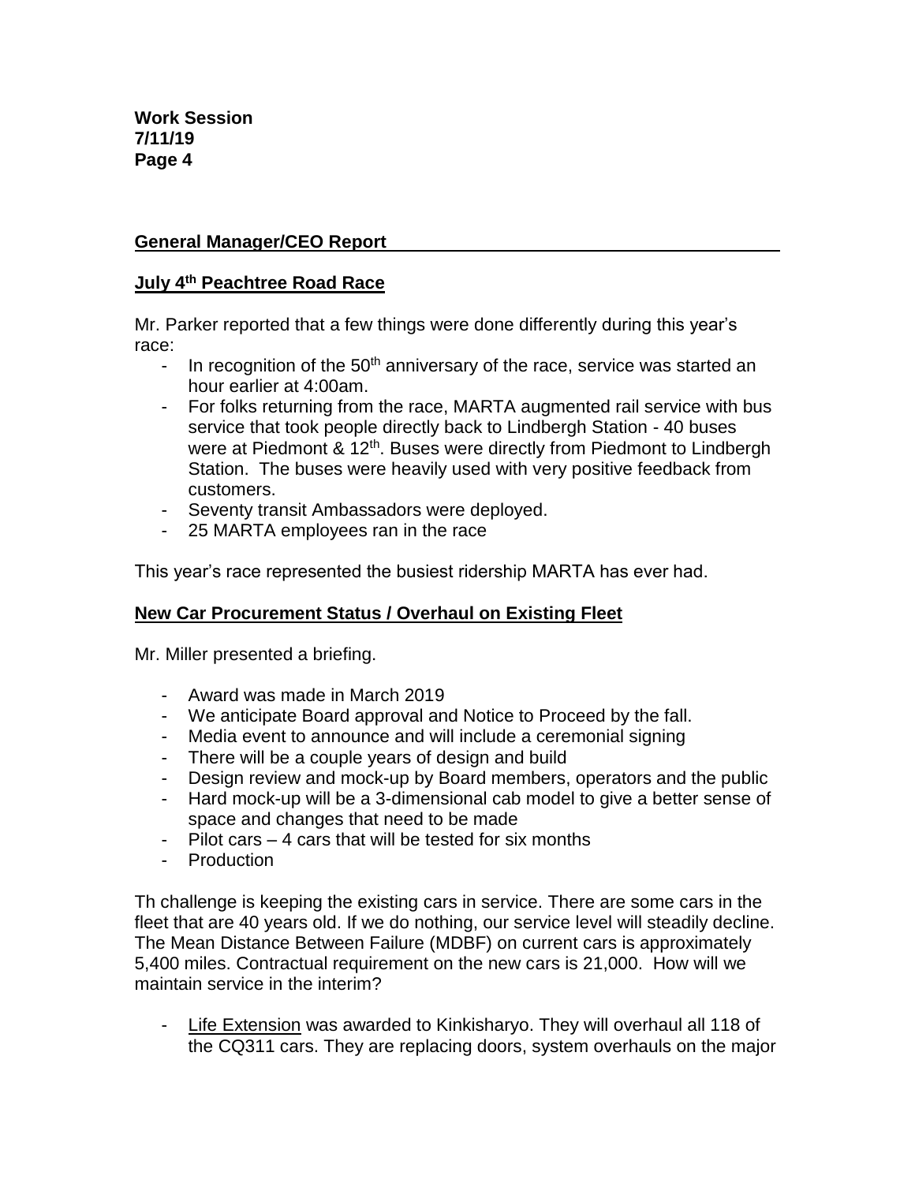**Work Session**
**7/11/19**
**Page 4**

## General Manager/CEO Report

### July 4th Peachtree Road Race

Mr. Parker reported that a few things were done differently during this year's race:

- In recognition of the 50th anniversary of the race, service was started an hour earlier at 4:00am.
- For folks returning from the race, MARTA augmented rail service with bus service that took people directly back to Lindbergh Station - 40 buses were at Piedmont & 12th. Buses were directly from Piedmont to Lindbergh Station. The buses were heavily used with very positive feedback from customers.
- Seventy transit Ambassadors were deployed.
- 25 MARTA employees ran in the race

This year's race represented the busiest ridership MARTA has ever had.

### New Car Procurement Status / Overhaul on Existing Fleet

Mr. Miller presented a briefing.

- Award was made in March 2019
- We anticipate Board approval and Notice to Proceed by the fall.
- Media event to announce and will include a ceremonial signing
- There will be a couple years of design and build
- Design review and mock-up by Board members, operators and the public
- Hard mock-up will be a 3-dimensional cab model to give a better sense of space and changes that need to be made
- Pilot cars – 4 cars that will be tested for six months
- Production

Th challenge is keeping the existing cars in service. There are some cars in the fleet that are 40 years old. If we do nothing, our service level will steadily decline. The Mean Distance Between Failure (MDBF) on current cars is approximately 5,400 miles. Contractual requirement on the new cars is 21,000. How will we maintain service in the interim?

- Life Extension was awarded to Kinkisharyo. They will overhaul all 118 of the CQ311 cars. They are replacing doors, system overhauls on the major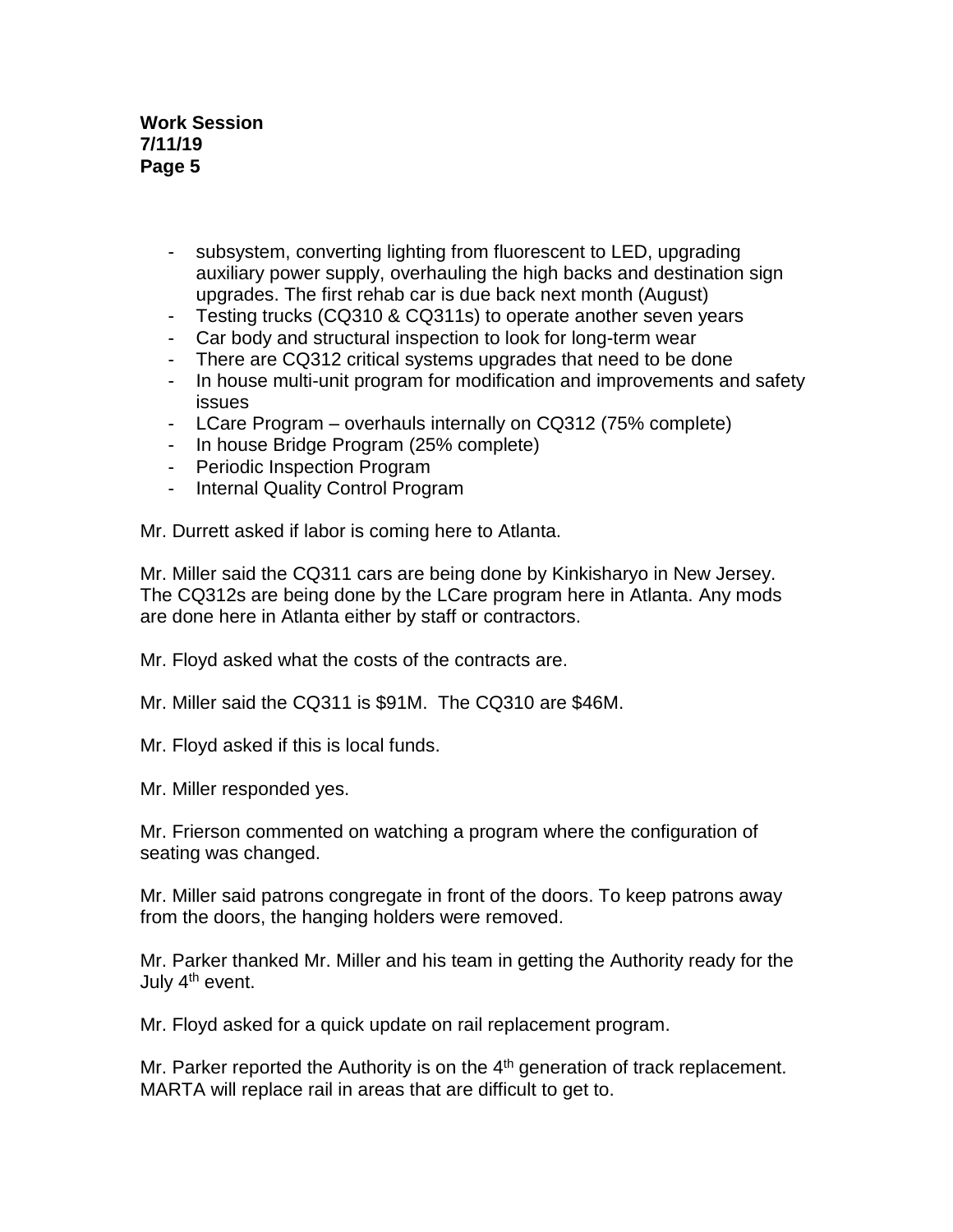- subsystem, converting lighting from fluorescent to LED, upgrading auxiliary power supply, overhauling the high backs and destination sign upgrades. The first rehab car is due back next month (August)
- Testing trucks (CQ310 & CQ311s) to operate another seven years
- Car body and structural inspection to look for long-term wear
- There are CQ312 critical systems upgrades that need to be done
- In house multi-unit program for modification and improvements and safety issues
- LCare Program – overhauls internally on CQ312 (75% complete)
- In house Bridge Program (25% complete)
- Periodic Inspection Program
- Internal Quality Control Program

Mr. Durrett asked if labor is coming here to Atlanta.

Mr. Miller said the CQ311 cars are being done by Kinkisharyo in New Jersey. The CQ312s are being done by the LCare program here in Atlanta. Any mods are done here in Atlanta either by staff or contractors.

Mr. Floyd asked what the costs of the contracts are.

Mr. Miller said the CQ311 is $91M. The CQ310 are $46M.

Mr. Floyd asked if this is local funds.

Mr. Miller responded yes.

Mr. Frierson commented on watching a program where the configuration of seating was changed.

Mr. Miller said patrons congregate in front of the doors. To keep patrons away from the doors, the hanging holders were removed.

Mr. Parker thanked Mr. Miller and his team in getting the Authority ready for the July 4th event.

Mr. Floyd asked for a quick update on rail replacement program.

Mr. Parker reported the Authority is on the 4th generation of track replacement. MARTA will replace rail in areas that are difficult to get to.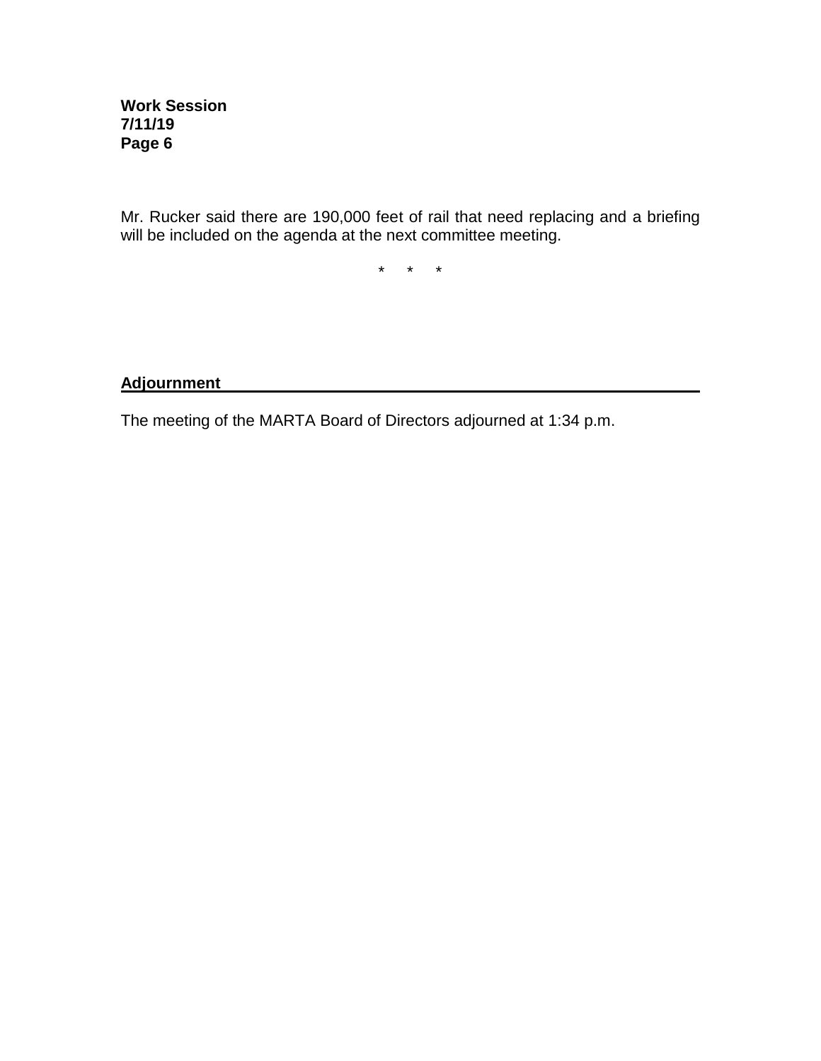Mr. Rucker said there are 190,000 feet of rail that need replacing and a briefing will be included on the agenda at the next committee meeting.

\* \* \*

## Adjournment

The meeting of the MARTA Board of Directors adjourned at 1:34 p.m.